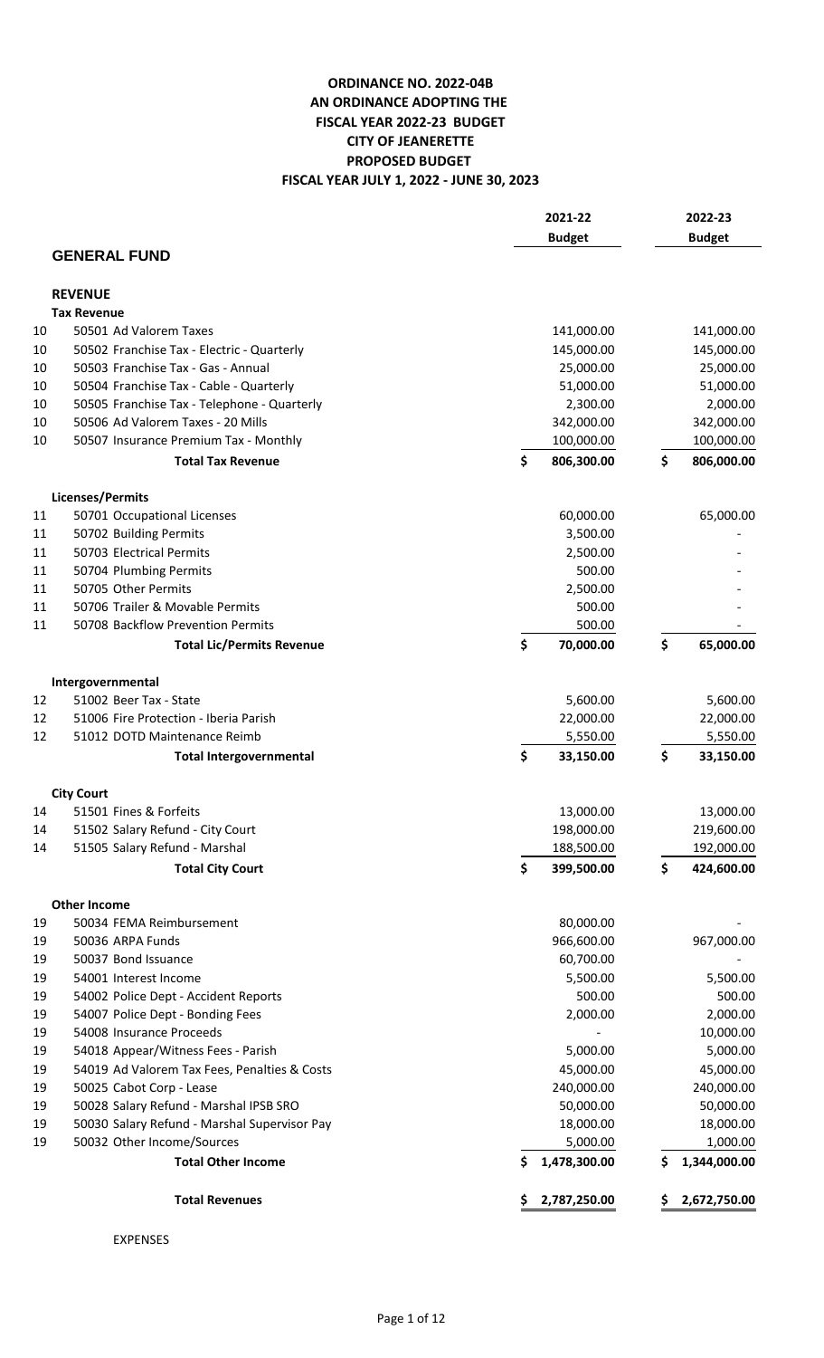**ORDINANCE NO. 2022-04B**
**AN ORDINANCE ADOPTING THE**
**FISCAL YEAR 2022-23 BUDGET**
**CITY OF JEANERETTE**
**PROPOSED BUDGET**
**FISCAL YEAR JULY 1, 2022 - JUNE 30, 2023**

| | | 2021-22 Budget | 2022-23 Budget |
|---|---|---|---|
| | **GENERAL FUND** | | |
| | **REVENUE** | | |
| | **Tax Revenue** | | |
| 10 | 50501 Ad Valorem Taxes | 141,000.00 | 141,000.00 |
| 10 | 50502 Franchise Tax - Electric - Quarterly | 145,000.00 | 145,000.00 |
| 10 | 50503 Franchise Tax - Gas - Annual | 25,000.00 | 25,000.00 |
| 10 | 50504 Franchise Tax - Cable - Quarterly | 51,000.00 | 51,000.00 |
| 10 | 50505 Franchise Tax - Telephone - Quarterly | 2,300.00 | 2,000.00 |
| 10 | 50506 Ad Valorem Taxes - 20 Mills | 342,000.00 | 342,000.00 |
| 10 | 50507 Insurance Premium Tax - Monthly | 100,000.00 | 100,000.00 |
| | **Total Tax Revenue** | **$ 806,300.00** | **$ 806,000.00** |
| | **Licenses/Permits** | | |
| 11 | 50701 Occupational Licenses | 60,000.00 | 65,000.00 |
| 11 | 50702 Building Permits | 3,500.00 | - |
| 11 | 50703 Electrical Permits | 2,500.00 | - |
| 11 | 50704 Plumbing Permits | 500.00 | - |
| 11 | 50705 Other Permits | 2,500.00 | - |
| 11 | 50706 Trailer & Movable Permits | 500.00 | - |
| 11 | 50708 Backflow Prevention Permits | 500.00 | - |
| | **Total Lic/Permits Revenue** | **$ 70,000.00** | **$ 65,000.00** |
| | **Intergovernmental** | | |
| 12 | 51002 Beer Tax - State | 5,600.00 | 5,600.00 |
| 12 | 51006 Fire Protection - Iberia Parish | 22,000.00 | 22,000.00 |
| 12 | 51012 DOTD Maintenance Reimb | 5,550.00 | 5,550.00 |
| | **Total Intergovernmental** | **$ 33,150.00** | **$ 33,150.00** |
| | **City Court** | | |
| 14 | 51501 Fines & Forfeits | 13,000.00 | 13,000.00 |
| 14 | 51502 Salary Refund - City Court | 198,000.00 | 219,600.00 |
| 14 | 51505 Salary Refund - Marshal | 188,500.00 | 192,000.00 |
| | **Total City Court** | **$ 399,500.00** | **$ 424,600.00** |
| | **Other Income** | | |
| 19 | 50034 FEMA Reimbursement | 80,000.00 | - |
| 19 | 50036 ARPA Funds | 966,600.00 | 967,000.00 |
| 19 | 50037 Bond Issuance | 60,700.00 | - |
| 19 | 54001 Interest Income | 5,500.00 | 5,500.00 |
| 19 | 54002 Police Dept - Accident Reports | 500.00 | 500.00 |
| 19 | 54007 Police Dept - Bonding Fees | 2,000.00 | 2,000.00 |
| 19 | 54008 Insurance Proceeds | - | 10,000.00 |
| 19 | 54018 Appear/Witness Fees - Parish | 5,000.00 | 5,000.00 |
| 19 | 54019 Ad Valorem Tax Fees, Penalties & Costs | 45,000.00 | 45,000.00 |
| 19 | 50025 Cabot Corp - Lease | 240,000.00 | 240,000.00 |
| 19 | 50028 Salary Refund - Marshal IPSB SRO | 50,000.00 | 50,000.00 |
| 19 | 50030 Salary Refund - Marshal Supervisor Pay | 18,000.00 | 18,000.00 |
| 19 | 50032 Other Income/Sources | 5,000.00 | 1,000.00 |
| | **Total Other Income** | **$ 1,478,300.00** | **$ 1,344,000.00** |
| | **Total Revenues** | **$ 2,787,250.00** | **$ 2,672,750.00** |

EXPENSES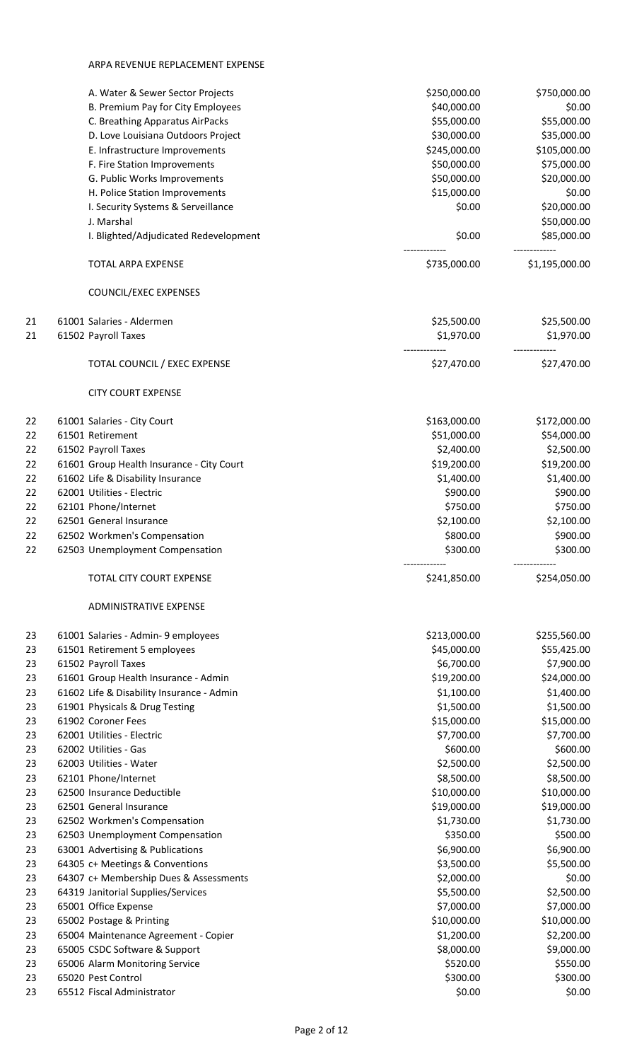ARPA REVENUE REPLACEMENT EXPENSE

| | | | |
|---|---|---|---|
| | A. Water & Sewer Sector Projects | $250,000.00 | $750,000.00 |
| | B. Premium Pay for City Employees | $40,000.00 | $0.00 |
| | C. Breathing Apparatus AirPacks | $55,000.00 | $55,000.00 |
| | D. Love Louisiana Outdoors Project | $30,000.00 | $35,000.00 |
| | E. Infrastructure Improvements | $245,000.00 | $105,000.00 |
| | F. Fire Station Improvements | $50,000.00 | $75,000.00 |
| | G. Public Works Improvements | $50,000.00 | $20,000.00 |
| | H. Police Station Improvements | $15,000.00 | $0.00 |
| | I. Security Systems & Serveillance | $0.00 | $20,000.00 |
| | J. Marshal | | $50,000.00 |
| | I. Blighted/Adjudicated Redevelopment | $0.00 | $85,000.00 |
| | | ------------ | ------------ |
| | TOTAL ARPA EXPENSE | $735,000.00 | $1,195,000.00 |
| | | | |
| | COUNCIL/EXEC EXPENSES | | |
| | | | |
| 21 | 61001 Salaries - Aldermen | $25,500.00 | $25,500.00 |
| 21 | 61502 Payroll Taxes | $1,970.00 | $1,970.00 |
| | | ------------ | ------------ |
| | TOTAL COUNCIL / EXEC EXPENSE | $27,470.00 | $27,470.00 |
| | | | |
| | CITY COURT EXPENSE | | |
| | | | |
| 22 | 61001 Salaries - City Court | $163,000.00 | $172,000.00 |
| 22 | 61501 Retirement | $51,000.00 | $54,000.00 |
| 22 | 61502 Payroll Taxes | $2,400.00 | $2,500.00 |
| 22 | 61601 Group Health Insurance - City Court | $19,200.00 | $19,200.00 |
| 22 | 61602 Life & Disability Insurance | $1,400.00 | $1,400.00 |
| 22 | 62001 Utilities - Electric | $900.00 | $900.00 |
| 22 | 62101 Phone/Internet | $750.00 | $750.00 |
| 22 | 62501 General Insurance | $2,100.00 | $2,100.00 |
| 22 | 62502 Workmen's Compensation | $800.00 | $900.00 |
| 22 | 62503 Unemployment Compensation | $300.00 | $300.00 |
| | | ------------ | ------------ |
| | TOTAL CITY COURT EXPENSE | $241,850.00 | $254,050.00 |
| | | | |
| | ADMINISTRATIVE EXPENSE | | |
| | | | |
| 23 | 61001 Salaries - Admin- 9 employees | $213,000.00 | $255,560.00 |
| 23 | 61501 Retirement 5 employees | $45,000.00 | $55,425.00 |
| 23 | 61502 Payroll Taxes | $6,700.00 | $7,900.00 |
| 23 | 61601 Group Health Insurance - Admin | $19,200.00 | $24,000.00 |
| 23 | 61602 Life & Disability Insurance - Admin | $1,100.00 | $1,400.00 |
| 23 | 61901 Physicals & Drug Testing | $1,500.00 | $1,500.00 |
| 23 | 61902 Coroner Fees | $15,000.00 | $15,000.00 |
| 23 | 62001 Utilities - Electric | $7,700.00 | $7,700.00 |
| 23 | 62002 Utilities - Gas | $600.00 | $600.00 |
| 23 | 62003 Utilities - Water | $2,500.00 | $2,500.00 |
| 23 | 62101 Phone/Internet | $8,500.00 | $8,500.00 |
| 23 | 62500 Insurance Deductible | $10,000.00 | $10,000.00 |
| 23 | 62501 General Insurance | $19,000.00 | $19,000.00 |
| 23 | 62502 Workmen's Compensation | $1,730.00 | $1,730.00 |
| 23 | 62503 Unemployment Compensation | $350.00 | $500.00 |
| 23 | 63001 Advertising & Publications | $6,900.00 | $6,900.00 |
| 23 | 64305 c+ Meetings & Conventions | $3,500.00 | $5,500.00 |
| 23 | 64307 c+ Membership Dues & Assessments | $2,000.00 | $0.00 |
| 23 | 64319 Janitorial Supplies/Services | $5,500.00 | $2,500.00 |
| 23 | 65001 Office Expense | $7,000.00 | $7,000.00 |
| 23 | 65002 Postage & Printing | $10,000.00 | $10,000.00 |
| 23 | 65004 Maintenance Agreement - Copier | $1,200.00 | $2,200.00 |
| 23 | 65005 CSDC Software & Support | $8,000.00 | $9,000.00 |
| 23 | 65006 Alarm Monitoring Service | $520.00 | $550.00 |
| 23 | 65020 Pest Control | $300.00 | $300.00 |
| 23 | 65512 Fiscal Administrator | $0.00 | $0.00 |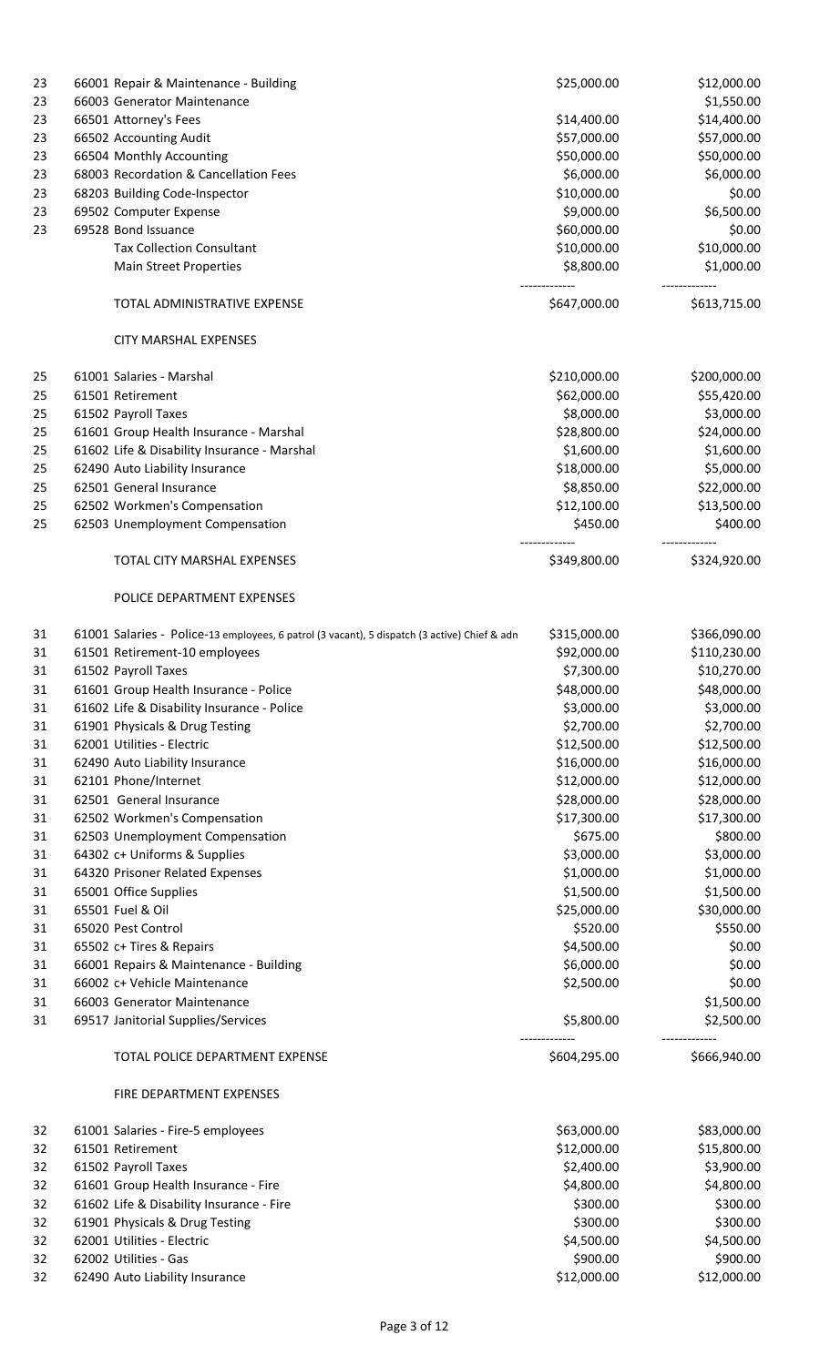| | | | |
|---|---|---|---|
| 23 | 66001 Repair & Maintenance - Building | $25,000.00 | $12,000.00 |
| 23 | 66003 Generator Maintenance | | $1,550.00 |
| 23 | 66501 Attorney's Fees | $14,400.00 | $14,400.00 |
| 23 | 66502 Accounting Audit | $57,000.00 | $57,000.00 |
| 23 | 66504 Monthly Accounting | $50,000.00 | $50,000.00 |
| 23 | 68003 Recordation & Cancellation Fees | $6,000.00 | $6,000.00 |
| 23 | 68203 Building Code-Inspector | $10,000.00 | $0.00 |
| 23 | 69502 Computer Expense | $9,000.00 | $6,500.00 |
| 23 | 69528 Bond Issuance | $60,000.00 | $0.00 |
| | Tax Collection Consultant | $10,000.00 | $10,000.00 |
| | Main Street Properties | $8,800.00 | $1,000.00 |
| | | ------------- | ------------- |
| | TOTAL ADMINISTRATIVE EXPENSE | $647,000.00 | $613,715.00 |
| | | | |
| | CITY MARSHAL EXPENSES | | |
| | | | |
| 25 | 61001 Salaries - Marshal | $210,000.00 | $200,000.00 |
| 25 | 61501 Retirement | $62,000.00 | $55,420.00 |
| 25 | 61502 Payroll Taxes | $8,000.00 | $3,000.00 |
| 25 | 61601 Group Health Insurance - Marshal | $28,800.00 | $24,000.00 |
| 25 | 61602 Life & Disability Insurance - Marshal | $1,600.00 | $1,600.00 |
| 25 | 62490 Auto Liability Insurance | $18,000.00 | $5,000.00 |
| 25 | 62501 General Insurance | $8,850.00 | $22,000.00 |
| 25 | 62502 Workmen's Compensation | $12,100.00 | $13,500.00 |
| 25 | 62503 Unemployment Compensation | $450.00 | $400.00 |
| | | ------------- | ------------- |
| | TOTAL CITY MARSHAL EXPENSES | $349,800.00 | $324,920.00 |
| | | | |
| | POLICE DEPARTMENT EXPENSES | | |
| | | | |
| 31 | 61001 Salaries - Police-13 employees, 6 patrol (3 vacant), 5 dispatch (3 active) Chief & adn | $315,000.00 | $366,090.00 |
| 31 | 61501 Retirement-10 employees | $92,000.00 | $110,230.00 |
| 31 | 61502 Payroll Taxes | $7,300.00 | $10,270.00 |
| 31 | 61601 Group Health Insurance - Police | $48,000.00 | $48,000.00 |
| 31 | 61602 Life & Disability Insurance - Police | $3,000.00 | $3,000.00 |
| 31 | 61901 Physicals & Drug Testing | $2,700.00 | $2,700.00 |
| 31 | 62001 Utilities - Electric | $12,500.00 | $12,500.00 |
| 31 | 62490 Auto Liability Insurance | $16,000.00 | $16,000.00 |
| 31 | 62101 Phone/Internet | $12,000.00 | $12,000.00 |
| 31 | 62501 General Insurance | $28,000.00 | $28,000.00 |
| 31 | 62502 Workmen's Compensation | $17,300.00 | $17,300.00 |
| 31 | 62503 Unemployment Compensation | $675.00 | $800.00 |
| 31 | 64302 c+ Uniforms & Supplies | $3,000.00 | $3,000.00 |
| 31 | 64320 Prisoner Related Expenses | $1,000.00 | $1,000.00 |
| 31 | 65001 Office Supplies | $1,500.00 | $1,500.00 |
| 31 | 65501 Fuel & Oil | $25,000.00 | $30,000.00 |
| 31 | 65020 Pest Control | $520.00 | $550.00 |
| 31 | 65502 c+ Tires & Repairs | $4,500.00 | $0.00 |
| 31 | 66001 Repairs & Maintenance - Building | $6,000.00 | $0.00 |
| 31 | 66002 c+ Vehicle Maintenance | $2,500.00 | $0.00 |
| 31 | 66003 Generator Maintenance | | $1,500.00 |
| 31 | 69517 Janitorial Supplies/Services | $5,800.00 | $2,500.00 |
| | | ------------- | ------------- |
| | TOTAL POLICE DEPARTMENT EXPENSE | $604,295.00 | $666,940.00 |
| | | | |
| | FIRE DEPARTMENT EXPENSES | | |
| | | | |
| 32 | 61001 Salaries - Fire-5 employees | $63,000.00 | $83,000.00 |
| 32 | 61501 Retirement | $12,000.00 | $15,800.00 |
| 32 | 61502 Payroll Taxes | $2,400.00 | $3,900.00 |
| 32 | 61601 Group Health Insurance - Fire | $4,800.00 | $4,800.00 |
| 32 | 61602 Life & Disability Insurance - Fire | $300.00 | $300.00 |
| 32 | 61901 Physicals & Drug Testing | $300.00 | $300.00 |
| 32 | 62001 Utilities - Electric | $4,500.00 | $4,500.00 |
| 32 | 62002 Utilities - Gas | $900.00 | $900.00 |
| 32 | 62490 Auto Liability Insurance | $12,000.00 | $12,000.00 |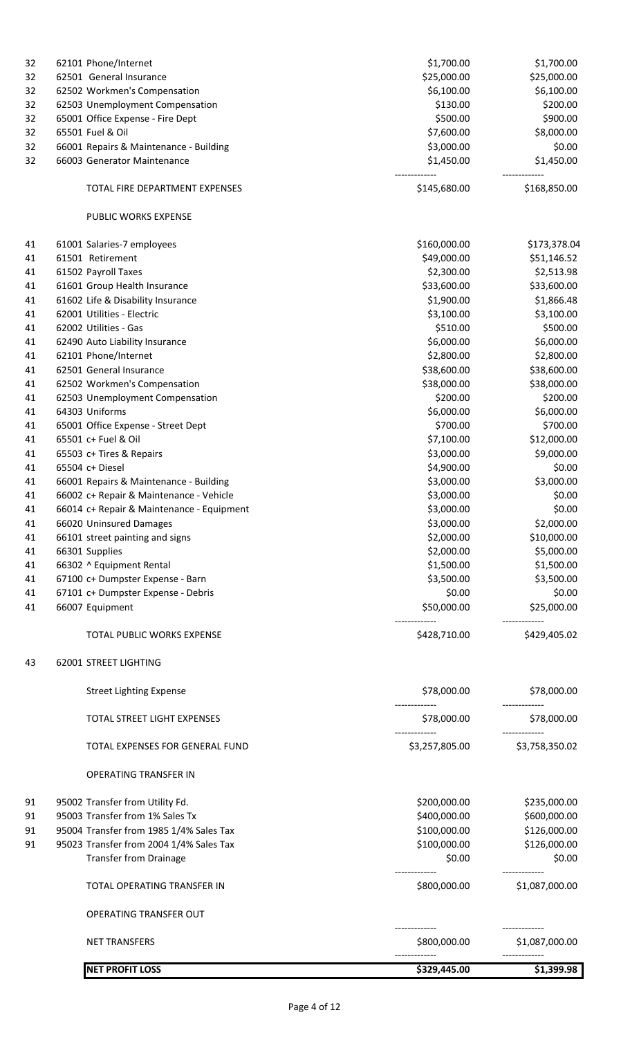| | | | |
|---|---|---|---|
| 32 | 62101 Phone/Internet | $1,700.00 | $1,700.00 |
| 32 | 62501 General Insurance | $25,000.00 | $25,000.00 |
| 32 | 62502 Workmen's Compensation | $6,100.00 | $6,100.00 |
| 32 | 62503 Unemployment Compensation | $130.00 | $200.00 |
| 32 | 65001 Office Expense - Fire Dept | $500.00 | $900.00 |
| 32 | 65501 Fuel & Oil | $7,600.00 | $8,000.00 |
| 32 | 66001 Repairs & Maintenance - Building | $3,000.00 | $0.00 |
| 32 | 66003 Generator Maintenance | $1,450.00 | $1,450.00 |
| | TOTAL FIRE DEPARTMENT EXPENSES | $145,680.00 | $168,850.00 |
| | PUBLIC WORKS EXPENSE | | |
| 41 | 61001 Salaries-7 employees | $160,000.00 | $173,378.04 |
| 41 | 61501 Retirement | $49,000.00 | $51,146.52 |
| 41 | 61502 Payroll Taxes | $2,300.00 | $2,513.98 |
| 41 | 61601 Group Health Insurance | $33,600.00 | $33,600.00 |
| 41 | 61602 Life & Disability Insurance | $1,900.00 | $1,866.48 |
| 41 | 62001 Utilities - Electric | $3,100.00 | $3,100.00 |
| 41 | 62002 Utilities - Gas | $510.00 | $500.00 |
| 41 | 62490 Auto Liability Insurance | $6,000.00 | $6,000.00 |
| 41 | 62101 Phone/Internet | $2,800.00 | $2,800.00 |
| 41 | 62501 General Insurance | $38,600.00 | $38,600.00 |
| 41 | 62502 Workmen's Compensation | $38,000.00 | $38,000.00 |
| 41 | 62503 Unemployment Compensation | $200.00 | $200.00 |
| 41 | 64303 Uniforms | $6,000.00 | $6,000.00 |
| 41 | 65001 Office Expense - Street Dept | $700.00 | $700.00 |
| 41 | 65501 c+ Fuel & Oil | $7,100.00 | $12,000.00 |
| 41 | 65503 c+ Tires & Repairs | $3,000.00 | $9,000.00 |
| 41 | 65504 c+ Diesel | $4,900.00 | $0.00 |
| 41 | 66001 Repairs & Maintenance - Building | $3,000.00 | $3,000.00 |
| 41 | 66002 c+ Repair & Maintenance - Vehicle | $3,000.00 | $0.00 |
| 41 | 66014 c+ Repair & Maintenance - Equipment | $3,000.00 | $0.00 |
| 41 | 66020 Uninsured Damages | $3,000.00 | $2,000.00 |
| 41 | 66101 street painting and signs | $2,000.00 | $10,000.00 |
| 41 | 66301 Supplies | $2,000.00 | $5,000.00 |
| 41 | 66302 ^ Equipment Rental | $1,500.00 | $1,500.00 |
| 41 | 67100 c+ Dumpster Expense - Barn | $3,500.00 | $3,500.00 |
| 41 | 67101 c+ Dumpster Expense - Debris | $0.00 | $0.00 |
| 41 | 66007 Equipment | $50,000.00 | $25,000.00 |
| | TOTAL PUBLIC WORKS EXPENSE | $428,710.00 | $429,405.02 |
| 43 | 62001 STREET LIGHTING | | |
| | Street Lighting Expense | $78,000.00 | $78,000.00 |
| | TOTAL STREET LIGHT EXPENSES | $78,000.00 | $78,000.00 |
| | TOTAL EXPENSES FOR GENERAL FUND | $3,257,805.00 | $3,758,350.02 |
| | OPERATING TRANSFER IN | | |
| 91 | 95002 Transfer from Utility Fd. | $200,000.00 | $235,000.00 |
| 91 | 95003 Transfer from 1% Sales Tx | $400,000.00 | $600,000.00 |
| 91 | 95004 Transfer from 1985 1/4% Sales Tax | $100,000.00 | $126,000.00 |
| 91 | 95023 Transfer from 2004 1/4% Sales Tax | $100,000.00 | $126,000.00 |
| | Transfer from Drainage | $0.00 | $0.00 |
| | TOTAL OPERATING TRANSFER IN | $800,000.00 | $1,087,000.00 |
| | OPERATING TRANSFER OUT | | |
| | NET TRANSFERS | $800,000.00 | $1,087,000.00 |
| | **NET PROFIT LOSS** | **$329,445.00** | **$1,399.98** |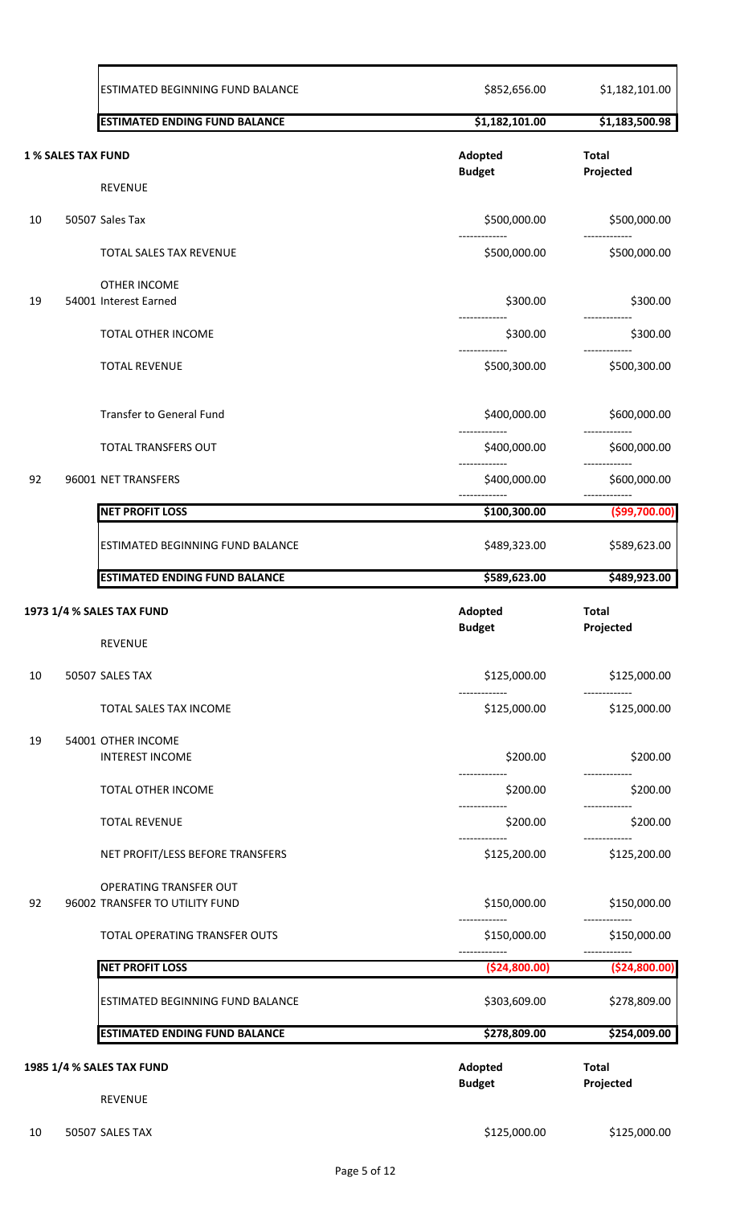| | | | |
|---|---|---|---|
| | ESTIMATED BEGINNING FUND BALANCE | $852,656.00 | $1,182,101.00 |
| | **ESTIMATED ENDING FUND BALANCE** | **$1,182,101.00** | **$1,183,500.98** |

| | **1 % SALES TAX FUND** | **Adopted Budget** | **Total Projected** |
|---|---|---|---|
| | REVENUE | | |
| 10 | 50507 Sales Tax | $500,000.00 | $500,000.00 |
| | TOTAL SALES TAX REVENUE | $500,000.00 | $500,000.00 |
| | OTHER INCOME | | |
| 19 | 54001 Interest Earned | $300.00 | $300.00 |
| | TOTAL OTHER INCOME | $300.00 | $300.00 |
| | TOTAL REVENUE | $500,300.00 | $500,300.00 |
| | Transfer to General Fund | $400,000.00 | $600,000.00 |
| | TOTAL TRANSFERS OUT | $400,000.00 | $600,000.00 |
| 92 | 96001 NET TRANSFERS | $400,000.00 | $600,000.00 |
| | **NET PROFIT LOSS** | **$100,300.00** | **($99,700.00)** |
| | ESTIMATED BEGINNING FUND BALANCE | $489,323.00 | $589,623.00 |
| | **ESTIMATED ENDING FUND BALANCE** | **$589,623.00** | **$489,923.00** |

| | **1973 1/4 % SALES TAX FUND** | **Adopted Budget** | **Total Projected** |
|---|---|---|---|
| | REVENUE | | |
| 10 | 50507 SALES TAX | $125,000.00 | $125,000.00 |
| | TOTAL SALES TAX INCOME | $125,000.00 | $125,000.00 |
| 19 | 54001 OTHER INCOME | | |
| | INTEREST INCOME | $200.00 | $200.00 |
| | TOTAL OTHER INCOME | $200.00 | $200.00 |
| | TOTAL REVENUE | $200.00 | $200.00 |
| | NET PROFIT/LESS BEFORE TRANSFERS | $125,200.00 | $125,200.00 |
| | OPERATING TRANSFER OUT | | |
| 92 | 96002 TRANSFER TO UTILITY FUND | $150,000.00 | $150,000.00 |
| | TOTAL OPERATING TRANSFER OUTS | $150,000.00 | $150,000.00 |
| | **NET PROFIT LOSS** | **($24,800.00)** | **($24,800.00)** |
| | ESTIMATED BEGINNING FUND BALANCE | $303,609.00 | $278,809.00 |
| | **ESTIMATED ENDING FUND BALANCE** | **$278,809.00** | **$254,009.00** |

| | **1985 1/4 % SALES TAX FUND** | **Adopted Budget** | **Total Projected** |
|---|---|---|---|
| | REVENUE | | |
| 10 | 50507 SALES TAX | $125,000.00 | $125,000.00 |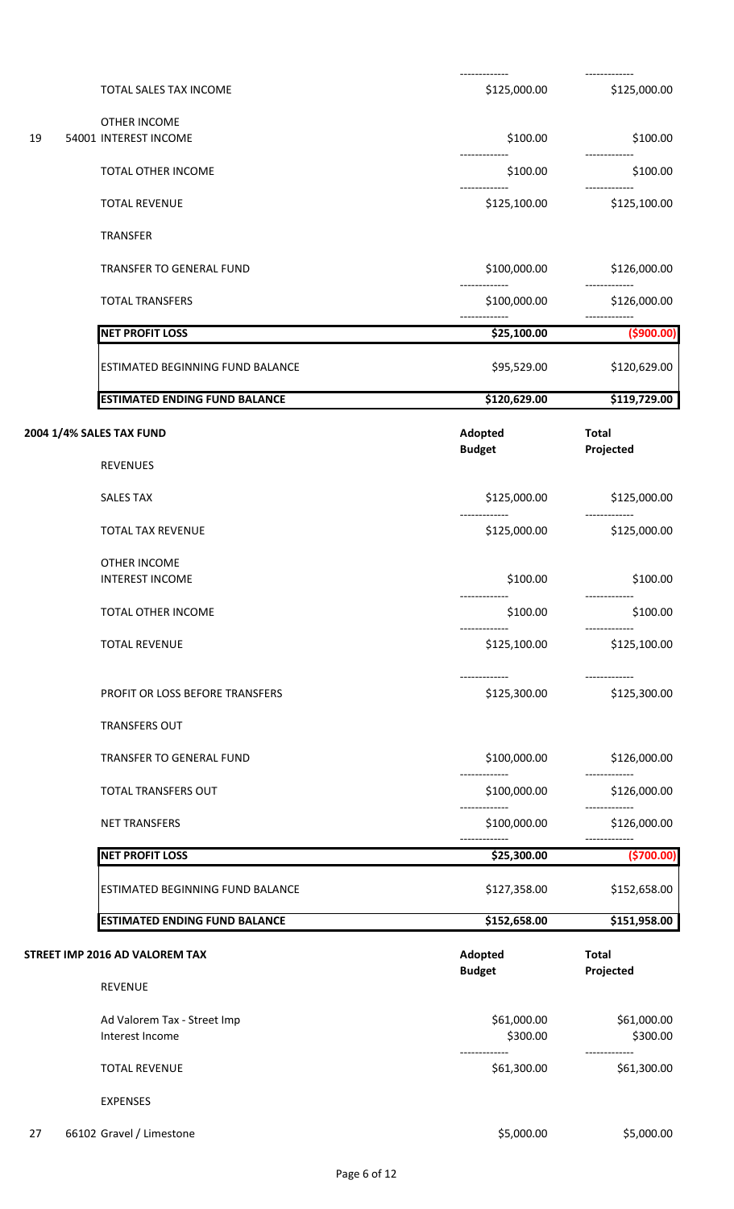| | | | |
|---|---|---|---|
| | TOTAL SALES TAX INCOME | $125,000.00 | $125,000.00 |
| | OTHER INCOME | | |
| 19 | 54001 INTEREST INCOME | $100.00 | $100.00 |
| | TOTAL OTHER INCOME | $100.00 | $100.00 |
| | TOTAL REVENUE | $125,100.00 | $125,100.00 |
| | TRANSFER | | |
| | TRANSFER TO GENERAL FUND | $100,000.00 | $126,000.00 |
| | TOTAL TRANSFERS | $100,000.00 | $126,000.00 |
| | **NET PROFIT LOSS** | **$25,100.00** | **($900.00)** |
| | ESTIMATED BEGINNING FUND BALANCE | $95,529.00 | $120,629.00 |
| | **ESTIMATED ENDING FUND BALANCE** | **$120,629.00** | **$119,729.00** |

**2004 1/4% SALES TAX FUND**

| | Adopted Budget | Total Projected |
|---|---|---|
| REVENUES | | |
| SALES TAX | $125,000.00 | $125,000.00 |
| TOTAL TAX REVENUE | $125,000.00 | $125,000.00 |
| OTHER INCOME | | |
| INTEREST INCOME | $100.00 | $100.00 |
| TOTAL OTHER INCOME | $100.00 | $100.00 |
| TOTAL REVENUE | $125,100.00 | $125,100.00 |
| PROFIT OR LOSS BEFORE TRANSFERS | $125,300.00 | $125,300.00 |
| TRANSFERS OUT | | |
| TRANSFER TO GENERAL FUND | $100,000.00 | $126,000.00 |
| TOTAL TRANSFERS OUT | $100,000.00 | $126,000.00 |
| NET TRANSFERS | $100,000.00 | $126,000.00 |
| **NET PROFIT LOSS** | **$25,300.00** | **($700.00)** |
| ESTIMATED BEGINNING FUND BALANCE | $127,358.00 | $152,658.00 |
| **ESTIMATED ENDING FUND BALANCE** | **$152,658.00** | **$151,958.00** |

**STREET IMP 2016 AD VALOREM TAX**

| | | Adopted Budget | Total Projected |
|---|---|---|---|
| | REVENUE | | |
| | Ad Valorem Tax - Street Imp | $61,000.00 | $61,000.00 |
| | Interest Income | $300.00 | $300.00 |
| | TOTAL REVENUE | $61,300.00 | $61,300.00 |
| | EXPENSES | | |
| 27 | 66102 Gravel / Limestone | $5,000.00 | $5,000.00 |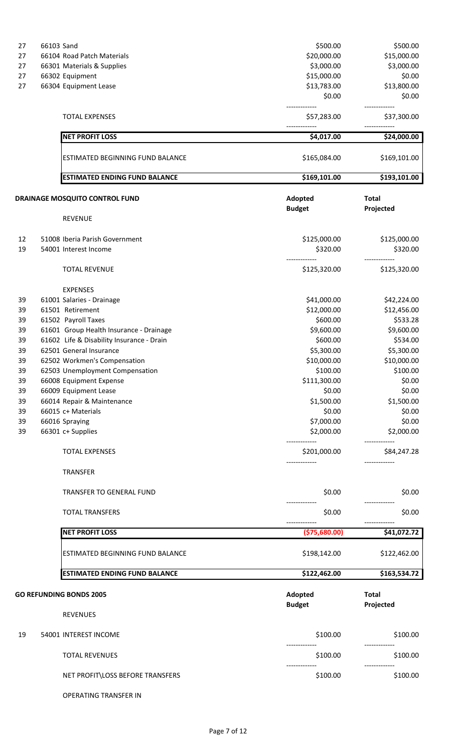| | | | |
|---|---|---|---|
| 27 | 66103 Sand | $500.00 | $500.00 |
| 27 | 66104 Road Patch Materials | $20,000.00 | $15,000.00 |
| 27 | 66301 Materials & Supplies | $3,000.00 | $3,000.00 |
| 27 | 66302 Equipment | $15,000.00 | $0.00 |
| 27 | 66304 Equipment Lease | $13,783.00 | $13,800.00 |
| | | $0.00 | $0.00 |
| | TOTAL EXPENSES | $57,283.00 | $37,300.00 |
| | **NET PROFIT LOSS** | **$4,017.00** | **$24,000.00** |
| | ESTIMATED BEGINNING FUND BALANCE | $165,084.00 | $169,101.00 |
| | **ESTIMATED ENDING FUND BALANCE** | **$169,101.00** | **$193,101.00** |

**DRAINAGE MOSQUITO CONTROL FUND**

| | | Adopted Budget | Total Projected |
|---|---|---|---|
| | REVENUE | | |
| 12 | 51008 Iberia Parish Government | $125,000.00 | $125,000.00 |
| 19 | 54001 Interest Income | $320.00 | $320.00 |
| | TOTAL REVENUE | $125,320.00 | $125,320.00 |
| | EXPENSES | | |
| 39 | 61001 Salaries - Drainage | $41,000.00 | $42,224.00 |
| 39 | 61501 Retirement | $12,000.00 | $12,456.00 |
| 39 | 61502 Payroll Taxes | $600.00 | $533.28 |
| 39 | 61601 Group Health Insurance - Drainage | $9,600.00 | $9,600.00 |
| 39 | 61602 Life & Disability Insurance - Drain | $600.00 | $534.00 |
| 39 | 62501 General Insurance | $5,300.00 | $5,300.00 |
| 39 | 62502 Workmen's Compensation | $10,000.00 | $10,000.00 |
| 39 | 62503 Unemployment Compensation | $100.00 | $100.00 |
| 39 | 66008 Equipment Expense | $111,300.00 | $0.00 |
| 39 | 66009 Equipment Lease | $0.00 | $0.00 |
| 39 | 66014 Repair & Maintenance | $1,500.00 | $1,500.00 |
| 39 | 66015 c+ Materials | $0.00 | $0.00 |
| 39 | 66016 Spraying | $7,000.00 | $0.00 |
| 39 | 66301 c+ Supplies | $2,000.00 | $2,000.00 |
| | TOTAL EXPENSES | $201,000.00 | $84,247.28 |
| | TRANSFER | | |
| | TRANSFER TO GENERAL FUND | $0.00 | $0.00 |
| | TOTAL TRANSFERS | $0.00 | $0.00 |
| | **NET PROFIT LOSS** | **($75,680.00)** | **$41,072.72** |
| | ESTIMATED BEGINNING FUND BALANCE | $198,142.00 | $122,462.00 |
| | **ESTIMATED ENDING FUND BALANCE** | **$122,462.00** | **$163,534.72** |

**GO REFUNDING BONDS 2005**

| | | Adopted Budget | Total Projected |
|---|---|---|---|
| | REVENUES | | |
| 19 | 54001 INTEREST INCOME | $100.00 | $100.00 |
| | TOTAL REVENUES | $100.00 | $100.00 |
| | NET PROFIT\LOSS BEFORE TRANSFERS | $100.00 | $100.00 |
| | OPERATING TRANSFER IN | | |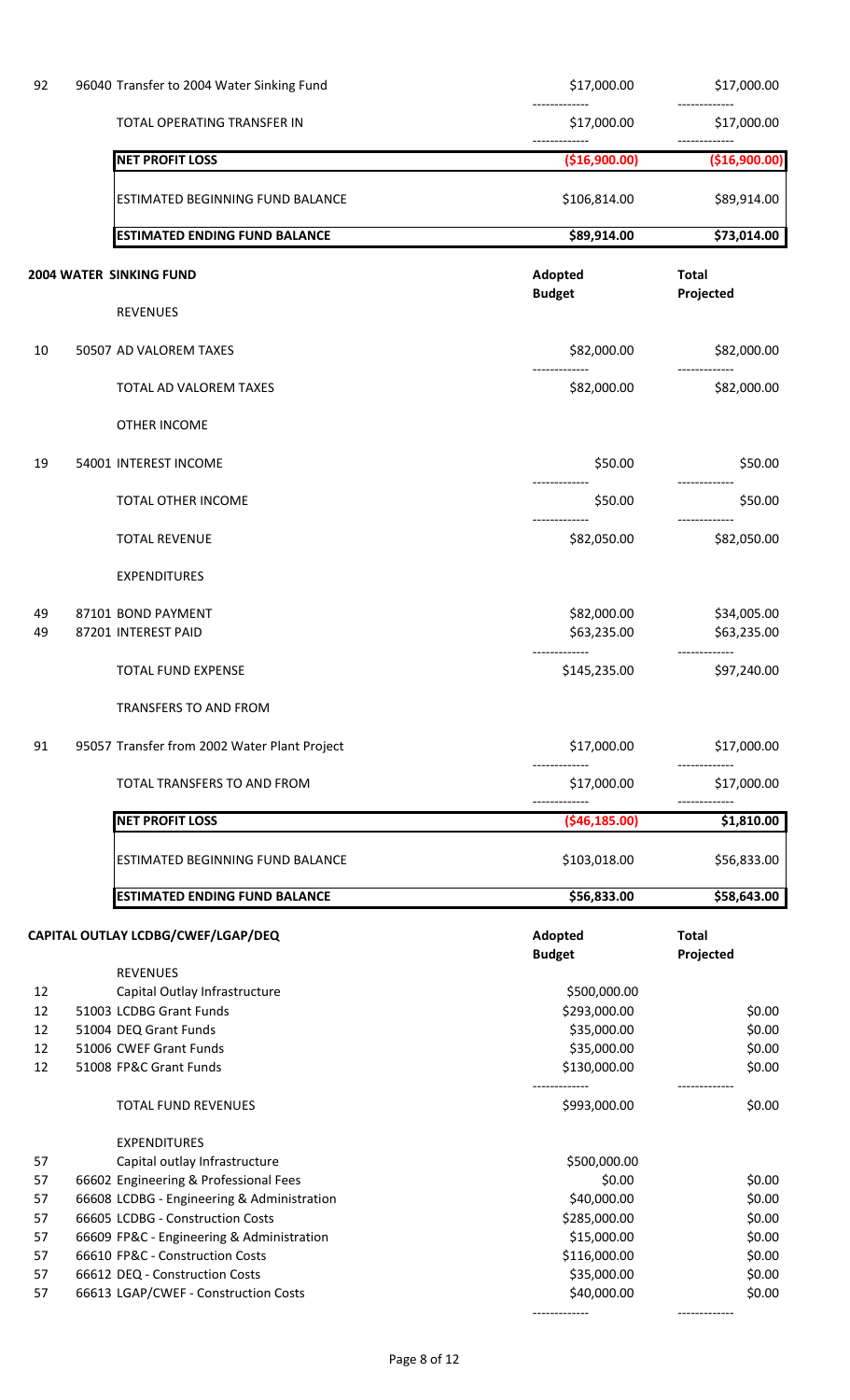| | | Adopted Budget | Total Projected |
|---|---|---|---|
| 92 | 96040 Transfer to 2004 Water Sinking Fund | $17,000.00 | $17,000.00 |
| | TOTAL OPERATING TRANSFER IN | $17,000.00 | $17,000.00 |
| | **NET PROFIT LOSS** | **($16,900.00)** | **($16,900.00)** |
| | ESTIMATED BEGINNING FUND BALANCE | $106,814.00 | $89,914.00 |
| | **ESTIMATED ENDING FUND BALANCE** | **$89,914.00** | **$73,014.00** |

## 2004 WATER SINKING FUND

| | | Adopted Budget | Total Projected |
|---|---|---|---|
| | REVENUES | | |
| 10 | 50507 AD VALOREM TAXES | $82,000.00 | $82,000.00 |
| | TOTAL AD VALOREM TAXES | $82,000.00 | $82,000.00 |
| | OTHER INCOME | | |
| 19 | 54001 INTEREST INCOME | $50.00 | $50.00 |
| | TOTAL OTHER INCOME | $50.00 | $50.00 |
| | TOTAL REVENUE | $82,050.00 | $82,050.00 |
| | EXPENDITURES | | |
| 49 | 87101 BOND PAYMENT | $82,000.00 | $34,005.00 |
| 49 | 87201 INTEREST PAID | $63,235.00 | $63,235.00 |
| | TOTAL FUND EXPENSE | $145,235.00 | $97,240.00 |
| | TRANSFERS TO AND FROM | | |
| 91 | 95057 Transfer from 2002 Water Plant Project | $17,000.00 | $17,000.00 |
| | TOTAL TRANSFERS TO AND FROM | $17,000.00 | $17,000.00 |
| | **NET PROFIT LOSS** | **($46,185.00)** | **$1,810.00** |
| | ESTIMATED BEGINNING FUND BALANCE | $103,018.00 | $56,833.00 |
| | **ESTIMATED ENDING FUND BALANCE** | **$56,833.00** | **$58,643.00** |

## CAPITAL OUTLAY LCDBG/CWEF/LGAP/DEQ

| | | Adopted Budget | Total Projected |
|---|---|---|---|
| | REVENUES | | |
| 12 | Capital Outlay Infrastructure | $500,000.00 | |
| 12 | 51003 LCDBG Grant Funds | $293,000.00 | $0.00 |
| 12 | 51004 DEQ Grant Funds | $35,000.00 | $0.00 |
| 12 | 51006 CWEF Grant Funds | $35,000.00 | $0.00 |
| 12 | 51008 FP&C Grant Funds | $130,000.00 | $0.00 |
| | TOTAL FUND REVENUES | $993,000.00 | $0.00 |
| | EXPENDITURES | | |
| 57 | Capital outlay Infrastructure | $500,000.00 | |
| 57 | 66602 Engineering & Professional Fees | $0.00 | $0.00 |
| 57 | 66608 LCDBG - Engineering & Administration | $40,000.00 | $0.00 |
| 57 | 66605 LCDBG - Construction Costs | $285,000.00 | $0.00 |
| 57 | 66609 FP&C - Engineering & Administration | $15,000.00 | $0.00 |
| 57 | 66610 FP&C - Construction Costs | $116,000.00 | $0.00 |
| 57 | 66612 DEQ - Construction Costs | $35,000.00 | $0.00 |
| 57 | 66613 LGAP/CWEF - Construction Costs | $40,000.00 | $0.00 |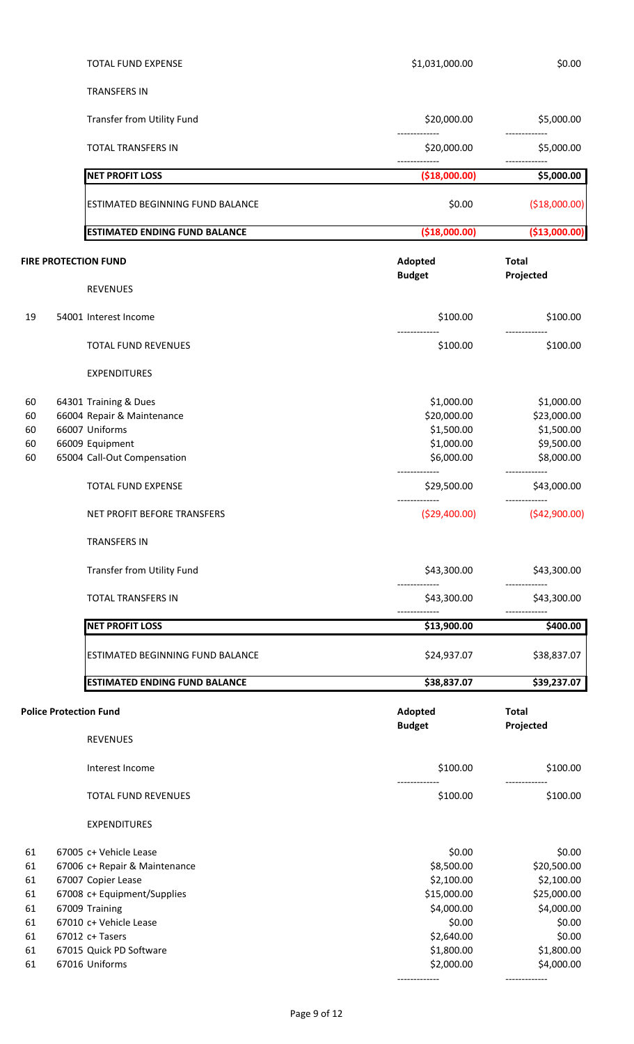| | | | |
|---|---|---|---|
| | TOTAL FUND EXPENSE | $1,031,000.00 | $0.00 |
| | TRANSFERS IN | | |
| | Transfer from Utility Fund | $20,000.00 | $5,000.00 |
| | TOTAL TRANSFERS IN | $20,000.00 | $5,000.00 |
| | **NET PROFIT LOSS** | **($18,000.00)** | **$5,000.00** |
| | ESTIMATED BEGINNING FUND BALANCE | $0.00 | ($18,000.00) |
| | **ESTIMATED ENDING FUND BALANCE** | **($18,000.00)** | **($13,000.00)** |

## FIRE PROTECTION FUND

| | | Adopted Budget | Total Projected |
|---|---|---|---|
| | REVENUES | | |
| 19 | 54001 Interest Income | $100.00 | $100.00 |
| | TOTAL FUND REVENUES | $100.00 | $100.00 |
| | EXPENDITURES | | |
| 60 | 64301 Training & Dues | $1,000.00 | $1,000.00 |
| 60 | 66004 Repair & Maintenance | $20,000.00 | $23,000.00 |
| 60 | 66007 Uniforms | $1,500.00 | $1,500.00 |
| 60 | 66009 Equipment | $1,000.00 | $9,500.00 |
| 60 | 65004 Call-Out Compensation | $6,000.00 | $8,000.00 |
| | TOTAL FUND EXPENSE | $29,500.00 | $43,000.00 |
| | NET PROFIT BEFORE TRANSFERS | ($29,400.00) | ($42,900.00) |
| | TRANSFERS IN | | |
| | Transfer from Utility Fund | $43,300.00 | $43,300.00 |
| | TOTAL TRANSFERS IN | $43,300.00 | $43,300.00 |
| | **NET PROFIT LOSS** | **$13,900.00** | **$400.00** |
| | ESTIMATED BEGINNING FUND BALANCE | $24,937.07 | $38,837.07 |
| | **ESTIMATED ENDING FUND BALANCE** | **$38,837.07** | **$39,237.07** |

## Police Protection Fund

| | | Adopted Budget | Total Projected |
|---|---|---|---|
| | REVENUES | | |
| | Interest Income | $100.00 | $100.00 |
| | TOTAL FUND REVENUES | $100.00 | $100.00 |
| | EXPENDITURES | | |
| 61 | 67005 c+ Vehicle Lease | $0.00 | $0.00 |
| 61 | 67006 c+ Repair & Maintenance | $8,500.00 | $20,500.00 |
| 61 | 67007 Copier Lease | $2,100.00 | $2,100.00 |
| 61 | 67008 c+ Equipment/Supplies | $15,000.00 | $25,000.00 |
| 61 | 67009 Training | $4,000.00 | $4,000.00 |
| 61 | 67010 c+ Vehicle Lease | $0.00 | $0.00 |
| 61 | 67012 c+ Tasers | $2,640.00 | $0.00 |
| 61 | 67015 Quick PD Software | $1,800.00 | $1,800.00 |
| 61 | 67016 Uniforms | $2,000.00 | $4,000.00 |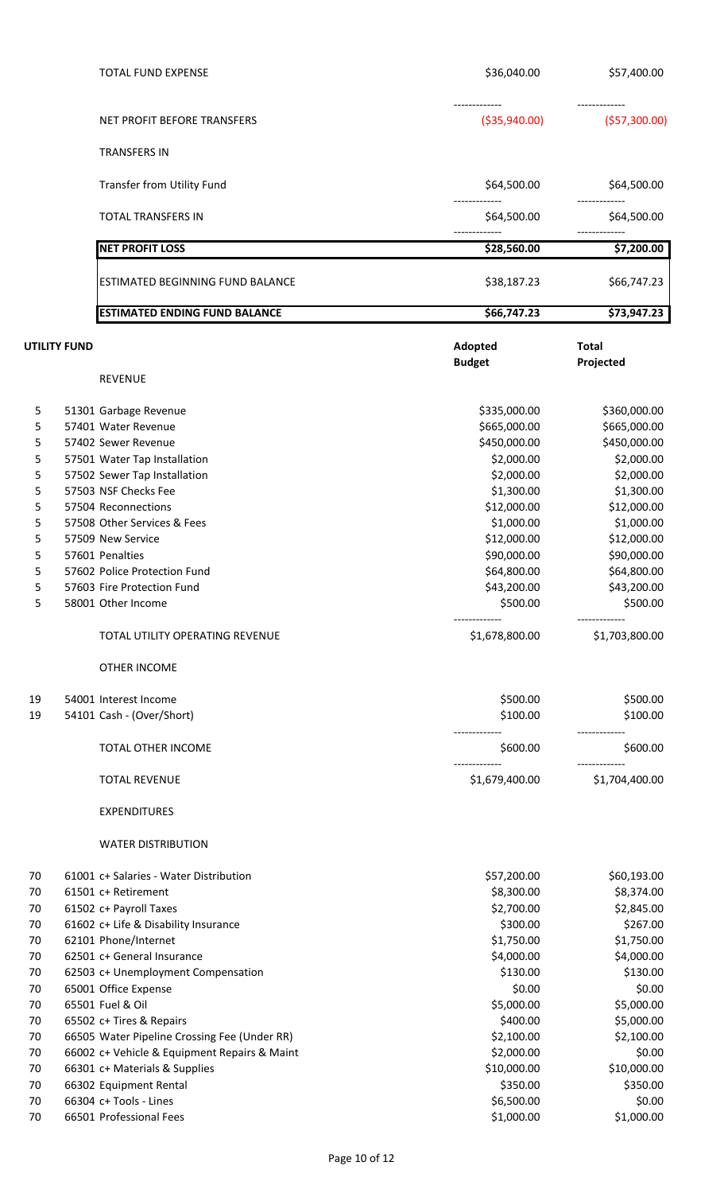| | | | |
|---|---|---|---|
| | TOTAL FUND EXPENSE | $36,040.00 | $57,400.00 |
| | | ------------- | ------------- |
| | NET PROFIT BEFORE TRANSFERS | ($35,940.00) | ($57,300.00) |
| | TRANSFERS IN | | |
| | Transfer from Utility Fund | $64,500.00 | $64,500.00 |
| | | ------------- | ------------- |
| | TOTAL TRANSFERS IN | $64,500.00 | $64,500.00 |
| | | ------------- | ------------- |
| | **NET PROFIT LOSS** | **$28,560.00** | **$7,200.00** |
| | ESTIMATED BEGINNING FUND BALANCE | $38,187.23 | $66,747.23 |
| | **ESTIMATED ENDING FUND BALANCE** | **$66,747.23** | **$73,947.23** |

**UTILITY FUND**

| | | Adopted Budget | Total Projected |
|---|---|---|---|
| | REVENUE | | |
| 5 | 51301 Garbage Revenue | $335,000.00 | $360,000.00 |
| 5 | 57401 Water Revenue | $665,000.00 | $665,000.00 |
| 5 | 57402 Sewer Revenue | $450,000.00 | $450,000.00 |
| 5 | 57501 Water Tap Installation | $2,000.00 | $2,000.00 |
| 5 | 57502 Sewer Tap Installation | $2,000.00 | $2,000.00 |
| 5 | 57503 NSF Checks Fee | $1,300.00 | $1,300.00 |
| 5 | 57504 Reconnections | $12,000.00 | $12,000.00 |
| 5 | 57508 Other Services & Fees | $1,000.00 | $1,000.00 |
| 5 | 57509 New Service | $12,000.00 | $12,000.00 |
| 5 | 57601 Penalties | $90,000.00 | $90,000.00 |
| 5 | 57602 Police Protection Fund | $64,800.00 | $64,800.00 |
| 5 | 57603 Fire Protection Fund | $43,200.00 | $43,200.00 |
| 5 | 58001 Other Income | $500.00 | $500.00 |
| | | ------------- | ------------- |
| | TOTAL UTILITY OPERATING REVENUE | $1,678,800.00 | $1,703,800.00 |
| | OTHER INCOME | | |
| 19 | 54001 Interest Income | $500.00 | $500.00 |
| 19 | 54101 Cash - (Over/Short) | $100.00 | $100.00 |
| | | ------------- | ------------- |
| | TOTAL OTHER INCOME | $600.00 | $600.00 |
| | | ------------- | ------------- |
| | TOTAL REVENUE | $1,679,400.00 | $1,704,400.00 |
| | EXPENDITURES | | |
| | WATER DISTRIBUTION | | |
| 70 | 61001 c+ Salaries - Water Distribution | $57,200.00 | $60,193.00 |
| 70 | 61501 c+ Retirement | $8,300.00 | $8,374.00 |
| 70 | 61502 c+ Payroll Taxes | $2,700.00 | $2,845.00 |
| 70 | 61602 c+ Life & Disability Insurance | $300.00 | $267.00 |
| 70 | 62101 Phone/Internet | $1,750.00 | $1,750.00 |
| 70 | 62501 c+ General Insurance | $4,000.00 | $4,000.00 |
| 70 | 62503 c+ Unemployment Compensation | $130.00 | $130.00 |
| 70 | 65001 Office Expense | $0.00 | $0.00 |
| 70 | 65501 Fuel & Oil | $5,000.00 | $5,000.00 |
| 70 | 65502 c+ Tires & Repairs | $400.00 | $5,000.00 |
| 70 | 66505 Water Pipeline Crossing Fee (Under RR) | $2,100.00 | $2,100.00 |
| 70 | 66002 c+ Vehicle & Equipment Repairs & Maint | $2,000.00 | $0.00 |
| 70 | 66301 c+ Materials & Supplies | $10,000.00 | $10,000.00 |
| 70 | 66302 Equipment Rental | $350.00 | $350.00 |
| 70 | 66304 c+ Tools - Lines | $6,500.00 | $0.00 |
| 70 | 66501 Professional Fees | $1,000.00 | $1,000.00 |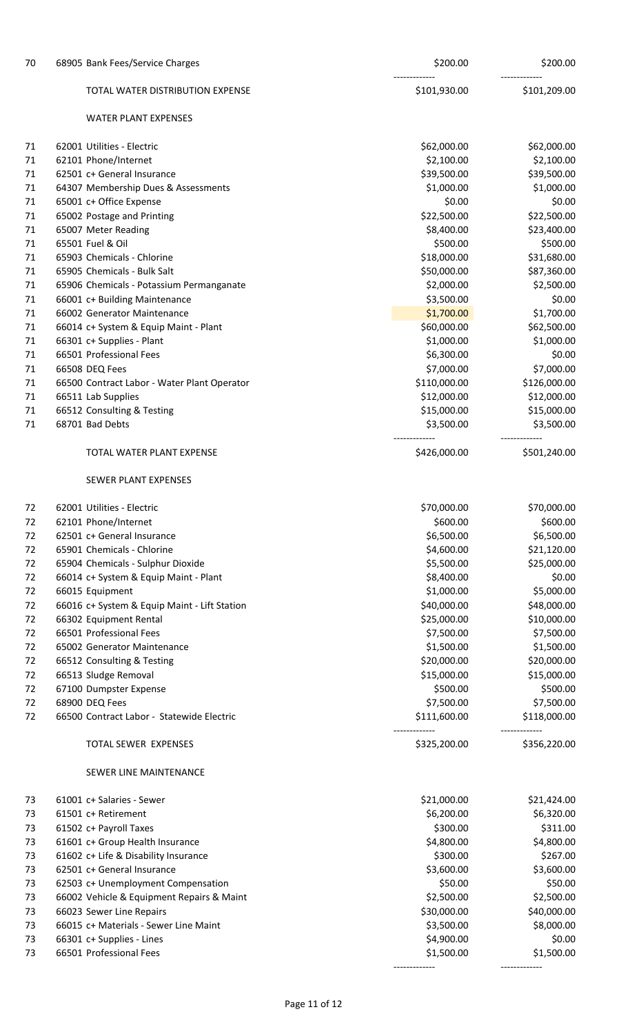| | | | |
|---|---|---|---|
| 70 | 68905 Bank Fees/Service Charges | $200.00 | $200.00 |
| | | ------------- | ------------- |
| | TOTAL WATER DISTRIBUTION EXPENSE | $101,930.00 | $101,209.00 |
| | | | |
| | WATER PLANT EXPENSES | | |
| | | | |
| 71 | 62001 Utilities - Electric | $62,000.00 | $62,000.00 |
| 71 | 62101 Phone/Internet | $2,100.00 | $2,100.00 |
| 71 | 62501 c+ General Insurance | $39,500.00 | $39,500.00 |
| 71 | 64307 Membership Dues & Assessments | $1,000.00 | $1,000.00 |
| 71 | 65001 c+ Office Expense | $0.00 | $0.00 |
| 71 | 65002 Postage and Printing | $22,500.00 | $22,500.00 |
| 71 | 65007 Meter Reading | $8,400.00 | $23,400.00 |
| 71 | 65501 Fuel & Oil | $500.00 | $500.00 |
| 71 | 65903 Chemicals - Chlorine | $18,000.00 | $31,680.00 |
| 71 | 65905 Chemicals - Bulk Salt | $50,000.00 | $87,360.00 |
| 71 | 65906 Chemicals - Potassium Permanganate | $2,000.00 | $2,500.00 |
| 71 | 66001 c+ Building Maintenance | $3,500.00 | $0.00 |
| 71 | 66002 Generator Maintenance | $1,700.00 | $1,700.00 |
| 71 | 66014 c+ System & Equip Maint - Plant | $60,000.00 | $62,500.00 |
| 71 | 66301 c+ Supplies - Plant | $1,000.00 | $1,000.00 |
| 71 | 66501 Professional Fees | $6,300.00 | $0.00 |
| 71 | 66508 DEQ Fees | $7,000.00 | $7,000.00 |
| 71 | 66500 Contract Labor - Water Plant Operator | $110,000.00 | $126,000.00 |
| 71 | 66511 Lab Supplies | $12,000.00 | $12,000.00 |
| 71 | 66512 Consulting & Testing | $15,000.00 | $15,000.00 |
| 71 | 68701 Bad Debts | $3,500.00 | $3,500.00 |
| | | ------------- | ------------- |
| | TOTAL WATER PLANT EXPENSE | $426,000.00 | $501,240.00 |
| | | | |
| | SEWER PLANT EXPENSES | | |
| | | | |
| 72 | 62001 Utilities - Electric | $70,000.00 | $70,000.00 |
| 72 | 62101 Phone/Internet | $600.00 | $600.00 |
| 72 | 62501 c+ General Insurance | $6,500.00 | $6,500.00 |
| 72 | 65901 Chemicals - Chlorine | $4,600.00 | $21,120.00 |
| 72 | 65904 Chemicals - Sulphur Dioxide | $5,500.00 | $25,000.00 |
| 72 | 66014 c+ System & Equip Maint - Plant | $8,400.00 | $0.00 |
| 72 | 66015 Equipment | $1,000.00 | $5,000.00 |
| 72 | 66016 c+ System & Equip Maint - Lift Station | $40,000.00 | $48,000.00 |
| 72 | 66302 Equipment Rental | $25,000.00 | $10,000.00 |
| 72 | 66501 Professional Fees | $7,500.00 | $7,500.00 |
| 72 | 65002 Generator Maintenance | $1,500.00 | $1,500.00 |
| 72 | 66512 Consulting & Testing | $20,000.00 | $20,000.00 |
| 72 | 66513 Sludge Removal | $15,000.00 | $15,000.00 |
| 72 | 67100 Dumpster Expense | $500.00 | $500.00 |
| 72 | 68900 DEQ Fees | $7,500.00 | $7,500.00 |
| 72 | 66500 Contract Labor - Statewide Electric | $111,600.00 | $118,000.00 |
| | | ------------- | ------------- |
| | TOTAL SEWER EXPENSES | $325,200.00 | $356,220.00 |
| | | | |
| | SEWER LINE MAINTENANCE | | |
| | | | |
| 73 | 61001 c+ Salaries - Sewer | $21,000.00 | $21,424.00 |
| 73 | 61501 c+ Retirement | $6,200.00 | $6,320.00 |
| 73 | 61502 c+ Payroll Taxes | $300.00 | $311.00 |
| 73 | 61601 c+ Group Health Insurance | $4,800.00 | $4,800.00 |
| 73 | 61602 c+ Life & Disability Insurance | $300.00 | $267.00 |
| 73 | 62501 c+ General Insurance | $3,600.00 | $3,600.00 |
| 73 | 62503 c+ Unemployment Compensation | $50.00 | $50.00 |
| 73 | 66002 Vehicle & Equipment Repairs & Maint | $2,500.00 | $2,500.00 |
| 73 | 66023 Sewer Line Repairs | $30,000.00 | $40,000.00 |
| 73 | 66015 c+ Materials - Sewer Line Maint | $3,500.00 | $8,000.00 |
| 73 | 66301 c+ Supplies - Lines | $4,900.00 | $0.00 |
| 73 | 66501 Professional Fees | $1,500.00 | $1,500.00 |
| | | ------------- | ------------- |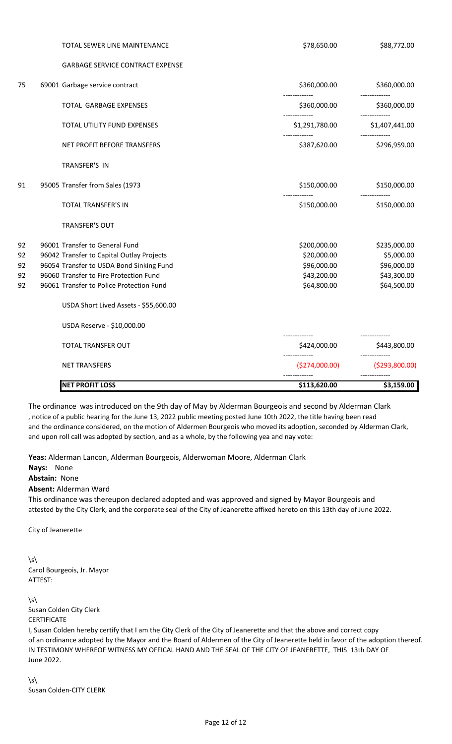| | | | |
|---|---|---|---|
| | TOTAL SEWER LINE MAINTENANCE | $78,650.00 | $88,772.00 |
| | GARBAGE SERVICE CONTRACT EXPENSE | | |
| 75 | 69001 Garbage service contract | $360,000.00 | $360,000.00 |
| | TOTAL GARBAGE EXPENSES | $360,000.00 | $360,000.00 |
| | TOTAL UTILITY FUND EXPENSES | $1,291,780.00 | $1,407,441.00 |
| | NET PROFIT BEFORE TRANSFERS | $387,620.00 | $296,959.00 |
| | TRANSFER'S IN | | |
| 91 | 95005 Transfer from Sales (1973 | $150,000.00 | $150,000.00 |
| | TOTAL TRANSFER'S IN | $150,000.00 | $150,000.00 |
| | TRANSFER'S OUT | | |
| 92 | 96001 Transfer to General Fund | $200,000.00 | $235,000.00 |
| 92 | 96042 Transfer to Capital Outlay Projects | $20,000.00 | $5,000.00 |
| 92 | 96054 Transfer to USDA Bond Sinking Fund | $96,000.00 | $96,000.00 |
| 92 | 96060 Transfer to Fire Protection Fund | $43,200.00 | $43,300.00 |
| 92 | 96061 Transfer to Police Protection Fund | $64,800.00 | $64,500.00 |
| | USDA Short Lived Assets - $55,600.00 | | |
| | USDA Reserve - $10,000.00 | | |
| | TOTAL TRANSFER OUT | $424,000.00 | $443,800.00 |
| | NET TRANSFERS | ($274,000.00) | ($293,800.00) |
| | **NET PROFIT LOSS** | **$113,620.00** | **$3,159.00** |

The ordinance was introduced on the 9th day of May by Alderman Bourgeois and second by Alderman Clark , notice of a public hearing for the June 13, 2022 public meeting posted June 10th 2022, the title having been read and the ordinance considered, on the motion of Aldermen Bourgeois who moved its adoption, seconded by Alderman Clark, and upon roll call was adopted by section, and as a whole, by the following yea and nay vote:

**Yeas:** Alderman Lancon, Alderman Bourgeois, Alderwoman Moore, Alderman Clark
**Nays:** None
**Abstain:** None
**Absent:** Alderman Ward
This ordinance was thereupon declared adopted and was approved and signed by Mayor Bourgeois and attested by the City Clerk, and the corporate seal of the City of Jeanerette affixed hereto on this 13th day of June 2022.

City of Jeanerette

\s\
Carol Bourgeois, Jr. Mayor
ATTEST:

\s\
Susan Colden City Clerk
CERTIFICATE
I, Susan Colden hereby certify that I am the City Clerk of the City of Jeanerette and that the above and correct copy of an ordinance adopted by the Mayor and the Board of Aldermen of the City of Jeanerette held in favor of the adoption thereof. IN TESTIMONY WHEREOF WITNESS MY OFFICAL HAND AND THE SEAL OF THE CITY OF JEANERETTE, THIS 13th DAY OF June 2022.

\s\
Susan Colden-CITY CLERK